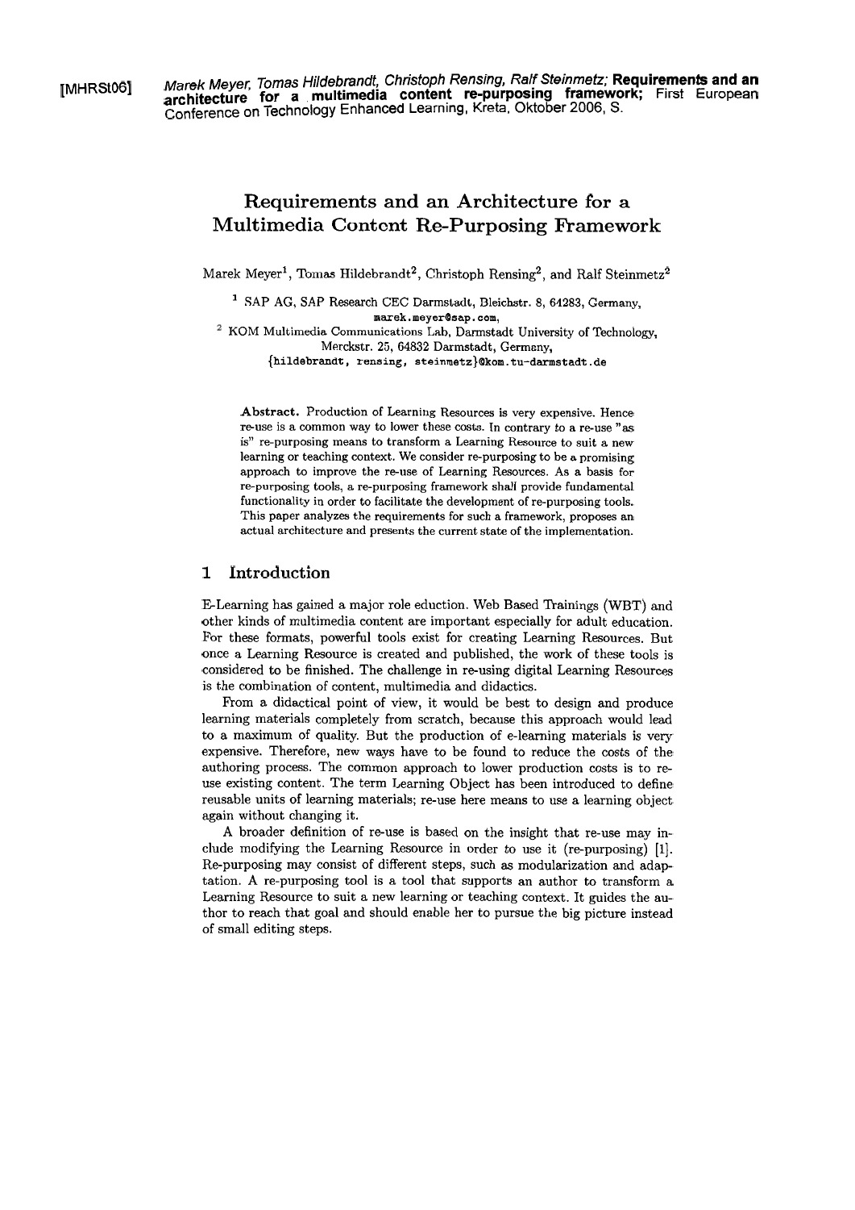[MHRSt06] *Marek Meyer, Tomas Hildebrandt, Christoph Rensing, Ralf Steinmetz;* **Requirements and an architecture for a multimedia content re-purposing framework;** First European Conference on Technology Enhanced Learning, Kreta, Oktober 2006, S.

# Requirements and an Architecture for a Multimedia Content Re-Purposing Framework

Marek Meyer[1], Tomas Hildebrandt[2], Christoph Rensing[2], and Ralf Steinmetz[2]

[1] SAP AG, SAP Research CEC Darmstadt, Bleichstr. 8, 64283, Germany,
marek.meyer@sap.com,

[2] KOM Multimedia Communications Lab, Darmstadt University of Technology,
Merckstr. 25, 64832 Darmstadt, Germany,
{hildebrandt, rensing, steinmetz}@kom.tu-darmstadt.de

**Abstract.** Production of Learning Resources is very expensive. Hence re-use is a common way to lower these costs. In contrary to a re-use "as is" re-purposing means to transform a Learning Resource to suit a new learning or teaching context. We consider re-purposing to be a promising approach to improve the re-use of Learning Resources. As a basis for re-purposing tools, a re-purposing framework shall provide fundamental functionality in order to facilitate the development of re-purposing tools. This paper analyzes the requirements for such a framework, proposes an actual architecture and presents the current state of the implementation.

## 1 Introduction

E-Learning has gained a major role eduction. Web Based Trainings (WBT) and other kinds of multimedia content are important especially for adult education. For these formats, powerful tools exist for creating Learning Resources. But once a Learning Resource is created and published, the work of these tools is considered to be finished. The challenge in re-using digital Learning Resources is the combination of content, multimedia and didactics.

From a didactical point of view, it would be best to design and produce learning materials completely from scratch, because this approach would lead to a maximum of quality. But the production of e-learning materials is very expensive. Therefore, new ways have to be found to reduce the costs of the authoring process. The common approach to lower production costs is to re-use existing content. The term Learning Object has been introduced to define reusable units of learning materials; re-use here means to use a learning object again without changing it.

A broader definition of re-use is based on the insight that re-use may include modifying the Learning Resource in order to use it (re-purposing) [1]. Re-purposing may consist of different steps, such as modularization and adaptation. A re-purposing tool is a tool that supports an author to transform a Learning Resource to suit a new learning or teaching context. It guides the author to reach that goal and should enable her to pursue the big picture instead of small editing steps.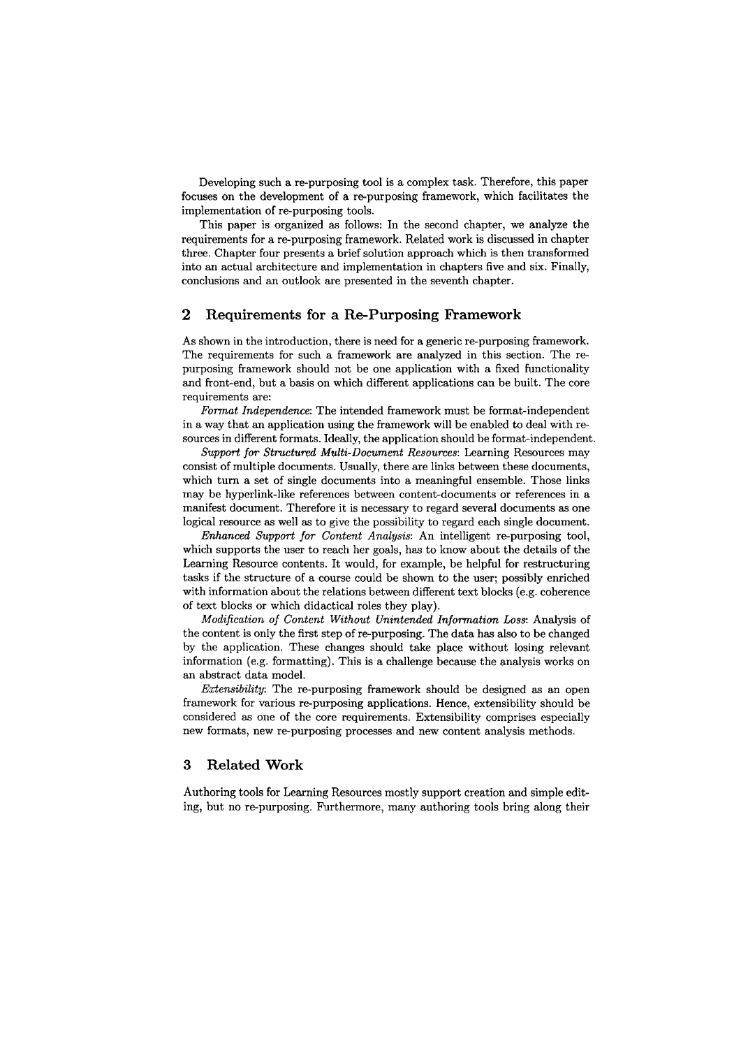Developing such a re-purposing tool is a complex task. Therefore, this paper focuses on the development of a re-purposing framework, which facilitates the implementation of re-purposing tools.

This paper is organized as follows: In the second chapter, we analyze the requirements for a re-purposing framework. Related work is discussed in chapter three. Chapter four presents a brief solution approach which is then transformed into an actual architecture and implementation in chapters five and six. Finally, conclusions and an outlook are presented in the seventh chapter.

## 2 Requirements for a Re-Purposing Framework

As shown in the introduction, there is need for a generic re-purposing framework. The requirements for such a framework are analyzed in this section. The re-purposing framework should not be one application with a fixed functionality and front-end, but a basis on which different applications can be built. The core requirements are:

*Format Independence*: The intended framework must be format-independent in a way that an application using the framework will be enabled to deal with resources in different formats. Ideally, the application should be format-independent.

*Support for Structured Multi-Document Resources*: Learning Resources may consist of multiple documents. Usually, there are links between these documents, which turn a set of single documents into a meaningful ensemble. Those links may be hyperlink-like references between content-documents or references in a manifest document. Therefore it is necessary to regard several documents as one logical resource as well as to give the possibility to regard each single document.

*Enhanced Support for Content Analysis*: An intelligent re-purposing tool, which supports the user to reach her goals, has to know about the details of the Learning Resource contents. It would, for example, be helpful for restructuring tasks if the structure of a course could be shown to the user; possibly enriched with information about the relations between different text blocks (e.g. coherence of text blocks or which didactical roles they play).

*Modification of Content Without Unintended Information Loss*: Analysis of the content is only the first step of re-purposing. The data has also to be changed by the application. These changes should take place without losing relevant information (e.g. formatting). This is a challenge because the analysis works on an abstract data model.

*Extensibility*: The re-purposing framework should be designed as an open framework for various re-purposing applications. Hence, extensibility should be considered as one of the core requirements. Extensibility comprises especially new formats, new re-purposing processes and new content analysis methods.

## 3 Related Work

Authoring tools for Learning Resources mostly support creation and simple editing, but no re-purposing. Furthermore, many authoring tools bring along their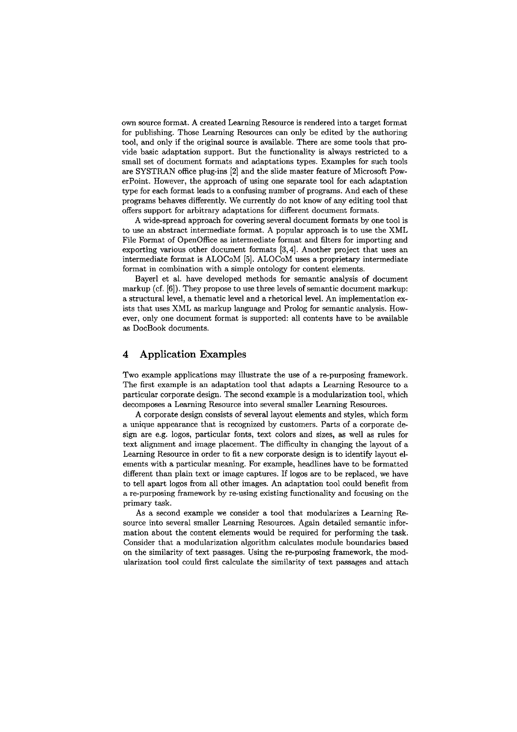own source format. A created Learning Resource is rendered into a target format for publishing. Those Learning Resources can only be edited by the authoring tool, and only if the original source is available. There are some tools that provide basic adaptation support. But the functionality is always restricted to a small set of document formats and adaptations types. Examples for such tools are SYSTRAN office plug-ins [2] and the slide master feature of Microsoft PowerPoint. However, the approach of using one separate tool for each adaptation type for each format leads to a confusing number of programs. And each of these programs behaves differently. We currently do not know of any editing tool that offers support for arbitrary adaptations for different document formats.

A wide-spread approach for covering several document formats by one tool is to use an abstract intermediate format. A popular approach is to use the XML File Format of OpenOffice as intermediate format and filters for importing and exporting various other document formats [3, 4]. Another project that uses an intermediate format is ALOCoM [5]. ALOCoM uses a proprietary intermediate format in combination with a simple ontology for content elements.

Bayerl et al. have developed methods for semantic analysis of document markup (cf. [6]). They propose to use three levels of semantic document markup: a structural level, a thematic level and a rhetorical level. An implementation exists that uses XML as markup language and Prolog for semantic analysis. However, only one document format is supported: all contents have to be available as DocBook documents.

## 4 Application Examples

Two example applications may illustrate the use of a re-purposing framework. The first example is an adaptation tool that adapts a Learning Resource to a particular corporate design. The second example is a modularization tool, which decomposes a Learning Resource into several smaller Learning Resources.

A corporate design consists of several layout elements and styles, which form a unique appearance that is recognized by customers. Parts of a corporate design are e.g. logos, particular fonts, text colors and sizes, as well as rules for text alignment and image placement. The difficulty in changing the layout of a Learning Resource in order to fit a new corporate design is to identify layout elements with a particular meaning. For example, headlines have to be formatted different than plain text or image captures. If logos are to be replaced, we have to tell apart logos from all other images. An adaptation tool could benefit from a re-purposing framework by re-using existing functionality and focusing on the primary task.

As a second example we consider a tool that modularizes a Learning Resource into several smaller Learning Resources. Again detailed semantic information about the content elements would be required for performing the task. Consider that a modularization algorithm calculates module boundaries based on the similarity of text passages. Using the re-purposing framework, the modularization tool could first calculate the similarity of text passages and attach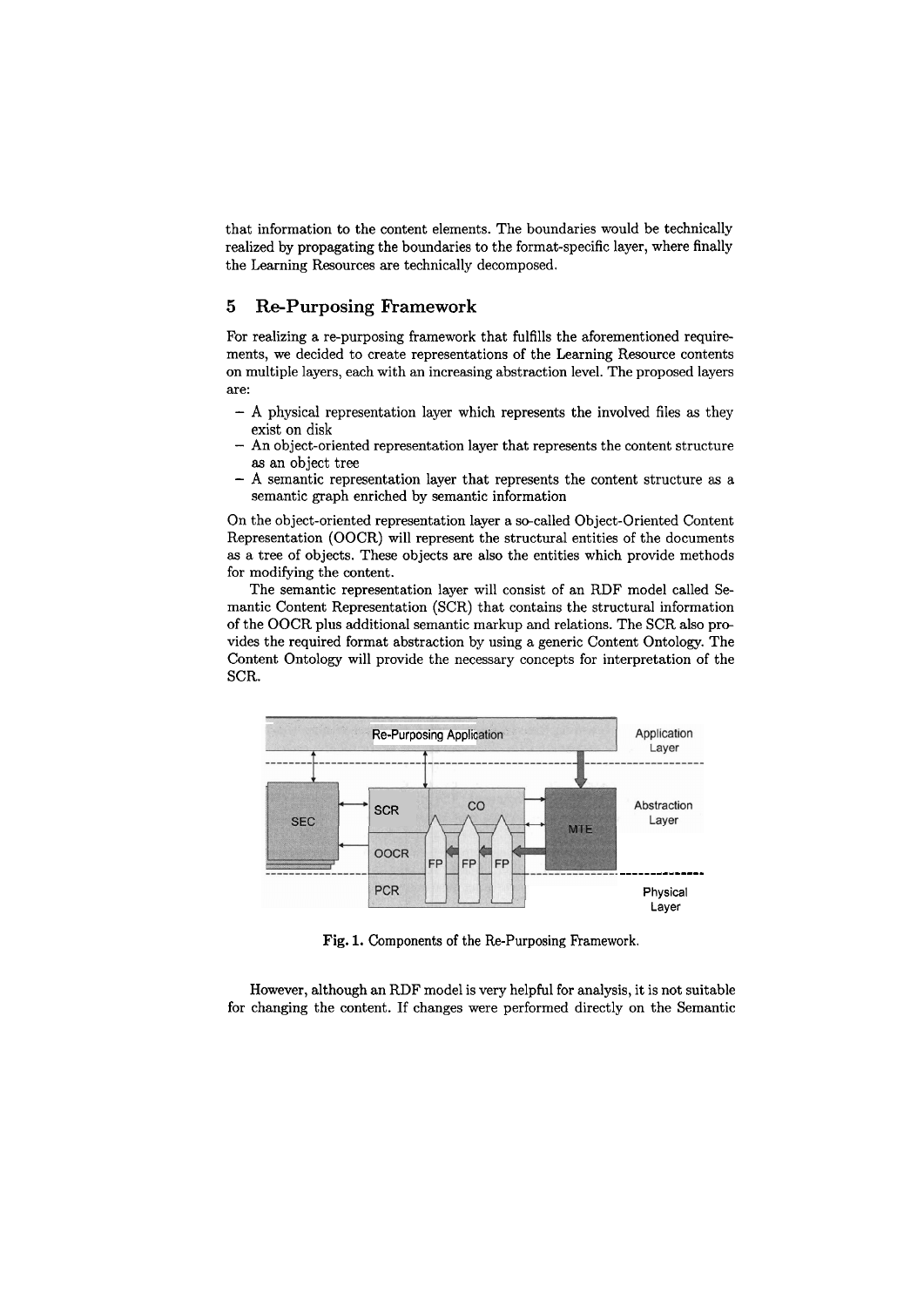that information to the content elements. The boundaries would be technically realized by propagating the boundaries to the format-specific layer, where finally the Learning Resources are technically decomposed.

## 5 Re-Purposing Framework

For realizing a re-purposing framework that fulfills the aforementioned requirements, we decided to create representations of the Learning Resource contents on multiple layers, each with an increasing abstraction level. The proposed layers are:

- A physical representation layer which represents the involved files as they exist on disk
- An object-oriented representation layer that represents the content structure as an object tree
- A semantic representation layer that represents the content structure as a semantic graph enriched by semantic information

On the object-oriented representation layer a so-called Object-Oriented Content Representation (OOCR) will represent the structural entities of the documents as a tree of objects. These objects are also the entities which provide methods for modifying the content.

The semantic representation layer will consist of an RDF model called Semantic Content Representation (SCR) that contains the structural information of the OOCR plus additional semantic markup and relations. The SCR also provides the required format abstraction by using a generic Content Ontology. The Content Ontology will provide the necessary concepts for interpretation of the SCR.

**Fig. 1.** Components of the Re-Purposing Framework.

However, although an RDF model is very helpful for analysis, it is not suitable for changing the content. If changes were performed directly on the Semantic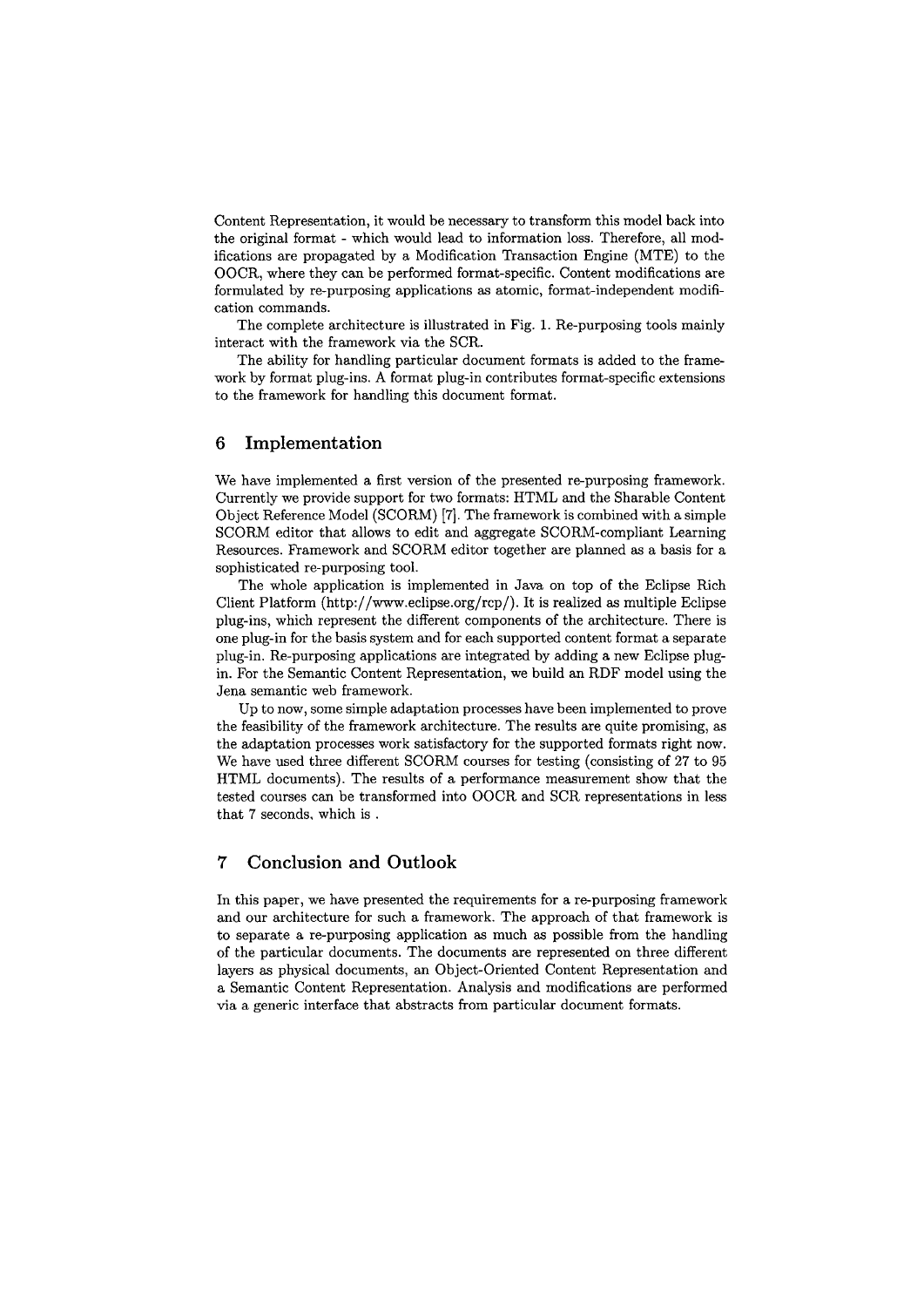Content Representation, it would be necessary to transform this model back into the original format - which would lead to information loss. Therefore, all modifications are propagated by a Modification Transaction Engine (MTE) to the OOCR, where they can be performed format-specific. Content modifications are formulated by re-purposing applications as atomic, format-independent modification commands.

The complete architecture is illustrated in Fig. 1. Re-purposing tools mainly interact with the framework via the SCR.

The ability for handling particular document formats is added to the framework by format plug-ins. A format plug-in contributes format-specific extensions to the framework for handling this document format.

## 6 Implementation

We have implemented a first version of the presented re-purposing framework. Currently we provide support for two formats: HTML and the Sharable Content Object Reference Model (SCORM) [7]. The framework is combined with a simple SCORM editor that allows to edit and aggregate SCORM-compliant Learning Resources. Framework and SCORM editor together are planned as a basis for a sophisticated re-purposing tool.

The whole application is implemented in Java on top of the Eclipse Rich Client Platform (http://www.eclipse.org/rcp/). It is realized as multiple Eclipse plug-ins, which represent the different components of the architecture. There is one plug-in for the basis system and for each supported content format a separate plug-in. Re-purposing applications are integrated by adding a new Eclipse plug-in. For the Semantic Content Representation, we build an RDF model using the Jena semantic web framework.

Up to now, some simple adaptation processes have been implemented to prove the feasibility of the framework architecture. The results are quite promising, as the adaptation processes work satisfactory for the supported formats right now. We have used three different SCORM courses for testing (consisting of 27 to 95 HTML documents). The results of a performance measurement show that the tested courses can be transformed into OOCR and SCR representations in less that 7 seconds, which is .

## 7 Conclusion and Outlook

In this paper, we have presented the requirements for a re-purposing framework and our architecture for such a framework. The approach of that framework is to separate a re-purposing application as much as possible from the handling of the particular documents. The documents are represented on three different layers as physical documents, an Object-Oriented Content Representation and a Semantic Content Representation. Analysis and modifications are performed via a generic interface that abstracts from particular document formats.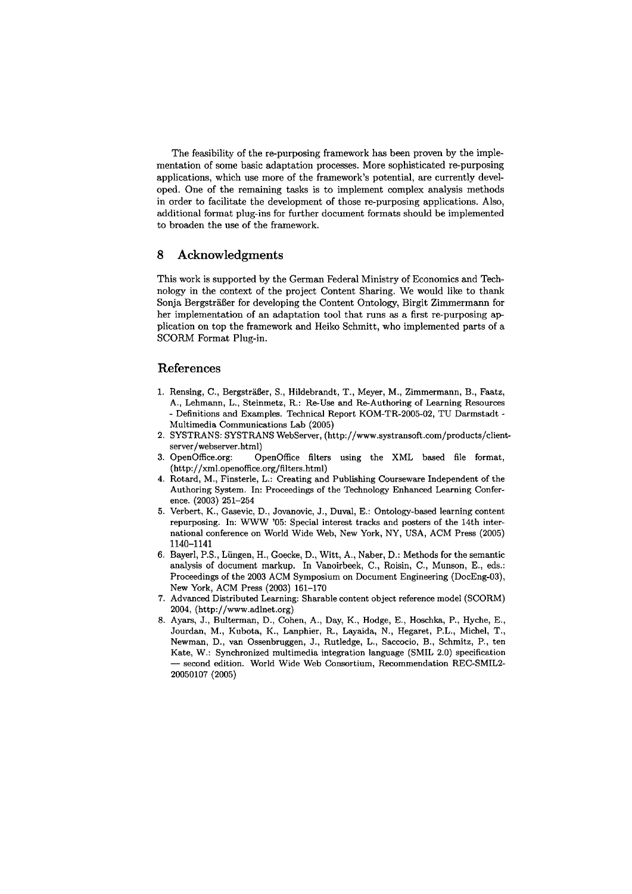The feasibility of the re-purposing framework has been proven by the implementation of some basic adaptation processes. More sophisticated re-purposing applications, which use more of the framework's potential, are currently developed. One of the remaining tasks is to implement complex analysis methods in order to facilitate the development of those re-purposing applications. Also, additional format plug-ins for further document formats should be implemented to broaden the use of the framework.

## 8 Acknowledgments

This work is supported by the German Federal Ministry of Economics and Technology in the context of the project Content Sharing. We would like to thank Sonja Bergsträßer for developing the Content Ontology, Birgit Zimmermann for her implementation of an adaptation tool that runs as a first re-purposing application on top the framework and Heiko Schmitt, who implemented parts of a SCORM Format Plug-in.

## References

1. Rensing, C., Bergsträßer, S., Hildebrandt, T., Meyer, M., Zimmermann, B., Faatz, A., Lehmann, L., Steinmetz, R.: Re-Use and Re-Authoring of Learning Resources - Definitions and Examples. Technical Report KOM-TR-2005-02, TU Darmstadt - Multimedia Communications Lab (2005)
2. SYSTRANS: SYSTRANS WebServer, (http://www.systransoft.com/products/client-server/webserver.html)
3. OpenOffice.org: OpenOffice filters using the XML based file format, (http://xml.openoffice.org/filters.html)
4. Rotard, M., Finsterle, L.: Creating and Publishing Courseware Independent of the Authoring System. In: Proceedings of the Technology Enhanced Learning Conference. (2003) 251–254
5. Verbert, K., Gasevic, D., Jovanovic, J., Duval, E.: Ontology-based learning content repurposing. In: WWW '05: Special interest tracks and posters of the 14th international conference on World Wide Web, New York, NY, USA, ACM Press (2005) 1140–1141
6. Bayerl, P.S., Lüngen, H., Goecke, D., Witt, A., Naber, D.: Methods for the semantic analysis of document markup. In Vanoirbeek, C., Roisin, C., Munson, E., eds.: Proceedings of the 2003 ACM Symposium on Document Engineering (DocEng-03), New York, ACM Press (2003) 161–170
7. Advanced Distributed Learning: Sharable content object reference model (SCORM) 2004, (http://www.adlnet.org)
8. Ayars, J., Bulterman, D., Cohen, A., Day, K., Hodge, E., Hoschka, P., Hyche, E., Jourdan, M., Kubota, K., Lanphier, R., Layaida, N., Hegaret, P.L., Michel, T., Newman, D., van Ossenbruggen, J., Rutledge, L., Saccocio, B., Schmitz, P., ten Kate, W.: Synchronized multimedia integration language (SMIL 2.0) specification — second edition. World Wide Web Consortium, Recommendation REC-SMIL2-20050107 (2005)